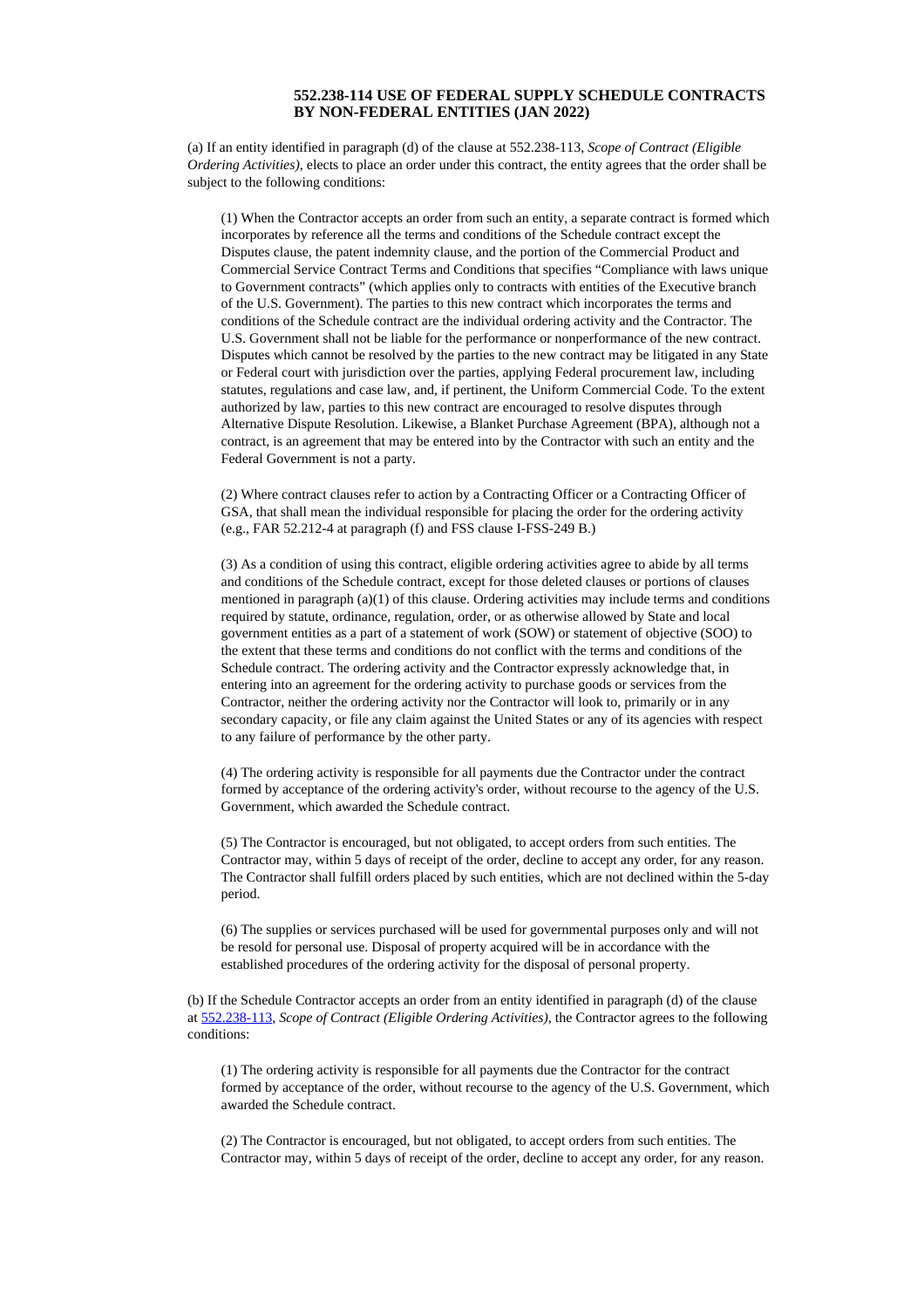# 552.238-114 USE OF FEDERAL SUPPLY SCHEDULE CONTRACTS BY NON-FEDERAL ENTITIES (JAN 2022)

(a) If an entity identified in paragraph (d) of the clause at 552.238-113, *Scope of Contract (Eligible Ordering Activities)*, elects to place an order under this contract, the entity agrees that the order shall be subject to the following conditions:

(1) When the Contractor accepts an order from such an entity, a separate contract is formed which incorporates by reference all the terms and conditions of the Schedule contract except the Disputes clause, the patent indemnity clause, and the portion of the Commercial Product and Commercial Service Contract Terms and Conditions that specifies "Compliance with laws unique to Government contracts" (which applies only to contracts with entities of the Executive branch of the U.S. Government). The parties to this new contract which incorporates the terms and conditions of the Schedule contract are the individual ordering activity and the Contractor. The U.S. Government shall not be liable for the performance or nonperformance of the new contract. Disputes which cannot be resolved by the parties to the new contract may be litigated in any State or Federal court with jurisdiction over the parties, applying Federal procurement law, including statutes, regulations and case law, and, if pertinent, the Uniform Commercial Code. To the extent authorized by law, parties to this new contract are encouraged to resolve disputes through Alternative Dispute Resolution. Likewise, a Blanket Purchase Agreement (BPA), although not a contract, is an agreement that may be entered into by the Contractor with such an entity and the Federal Government is not a party.

(2) Where contract clauses refer to action by a Contracting Officer or a Contracting Officer of GSA, that shall mean the individual responsible for placing the order for the ordering activity (e.g., FAR 52.212-4 at paragraph (f) and FSS clause I-FSS-249 B.)

(3) As a condition of using this contract, eligible ordering activities agree to abide by all terms and conditions of the Schedule contract, except for those deleted clauses or portions of clauses mentioned in paragraph (a)(1) of this clause. Ordering activities may include terms and conditions required by statute, ordinance, regulation, order, or as otherwise allowed by State and local government entities as a part of a statement of work (SOW) or statement of objective (SOO) to the extent that these terms and conditions do not conflict with the terms and conditions of the Schedule contract. The ordering activity and the Contractor expressly acknowledge that, in entering into an agreement for the ordering activity to purchase goods or services from the Contractor, neither the ordering activity nor the Contractor will look to, primarily or in any secondary capacity, or file any claim against the United States or any of its agencies with respect to any failure of performance by the other party.

(4) The ordering activity is responsible for all payments due the Contractor under the contract formed by acceptance of the ordering activity's order, without recourse to the agency of the U.S. Government, which awarded the Schedule contract.

(5) The Contractor is encouraged, but not obligated, to accept orders from such entities. The Contractor may, within 5 days of receipt of the order, decline to accept any order, for any reason. The Contractor shall fulfill orders placed by such entities, which are not declined within the 5-day period.

(6) The supplies or services purchased will be used for governmental purposes only and will not be resold for personal use. Disposal of property acquired will be in accordance with the established procedures of the ordering activity for the disposal of personal property.

(b) If the Schedule Contractor accepts an order from an entity identified in paragraph (d) of the clause at 552.238-113, *Scope of Contract (Eligible Ordering Activities)*, the Contractor agrees to the following conditions:

(1) The ordering activity is responsible for all payments due the Contractor for the contract formed by acceptance of the order, without recourse to the agency of the U.S. Government, which awarded the Schedule contract.

(2) The Contractor is encouraged, but not obligated, to accept orders from such entities. The Contractor may, within 5 days of receipt of the order, decline to accept any order, for any reason.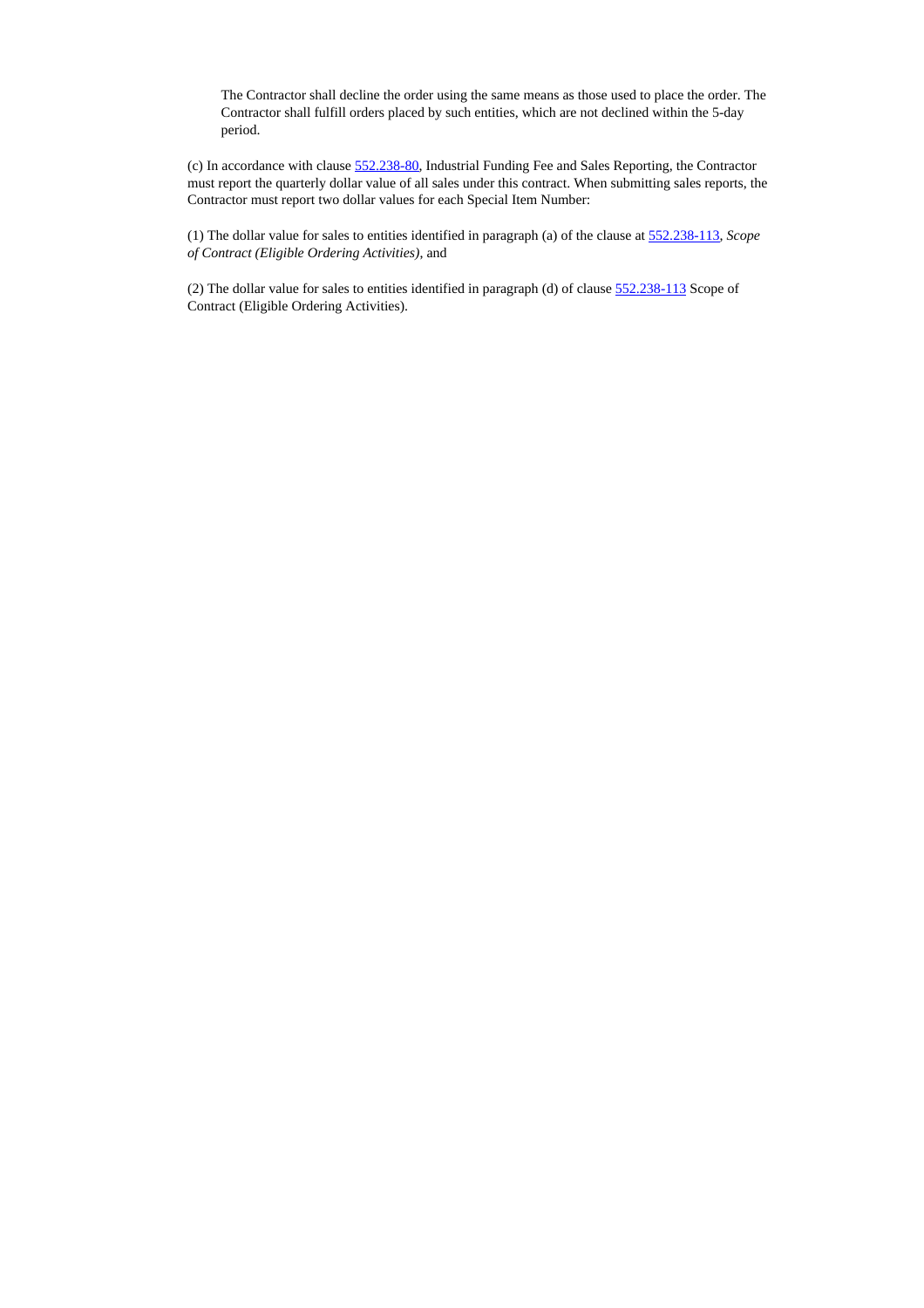The Contractor shall decline the order using the same means as those used to place the order. The Contractor shall fulfill orders placed by such entities, which are not declined within the 5-day period.

(c) In accordance with clause 552.238-80, Industrial Funding Fee and Sales Reporting, the Contractor must report the quarterly dollar value of all sales under this contract. When submitting sales reports, the Contractor must report two dollar values for each Special Item Number:

(1) The dollar value for sales to entities identified in paragraph (a) of the clause at 552.238-113, *Scope of Contract (Eligible Ordering Activities)*, and

(2) The dollar value for sales to entities identified in paragraph (d) of clause 552.238-113 Scope of Contract (Eligible Ordering Activities).